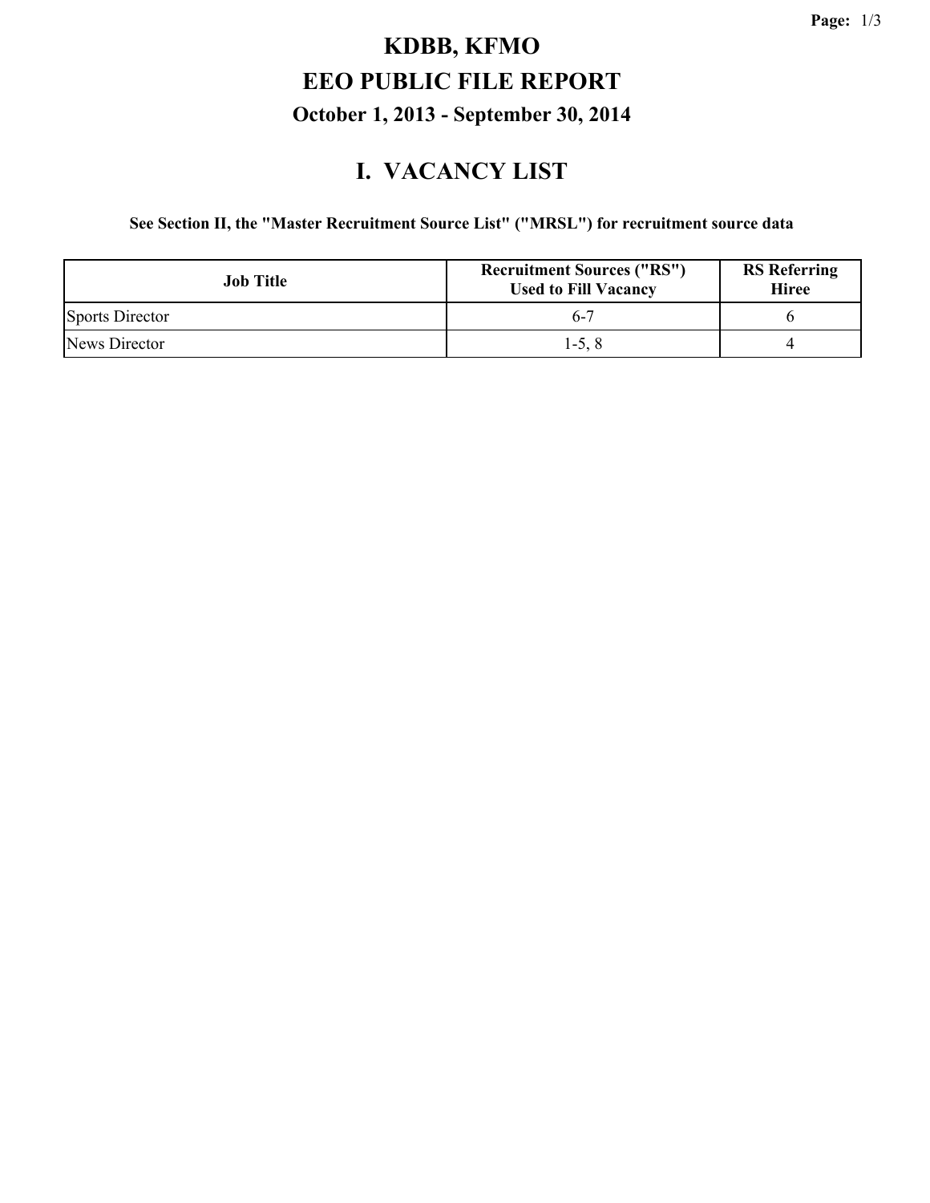# KDBB, KFMO

# EEO PUBLIC FILE REPORT

### October 1, 2013 - September 30, 2014

## I. VACANCY LIST

**See Section II, the "Master Recruitment Source List" ("MRSL") for recruitment source data**

| Job Title | Recruitment Sources ("RS") Used to Fill Vacancy | RS Referring Hiree |
|---|---|---|
| Sports Director | 6-7 | 6 |
| News Director | 1-5, 8 | 4 |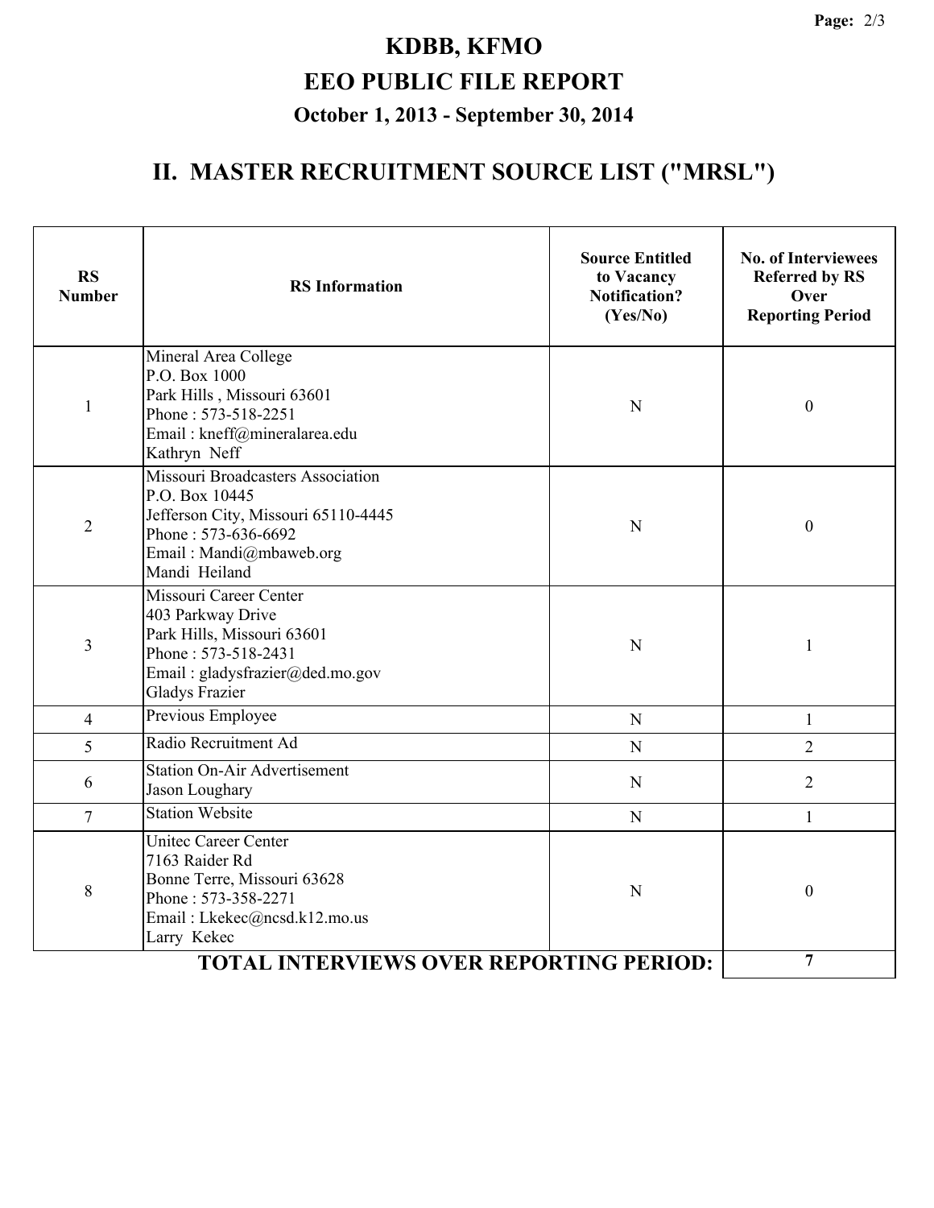# KDBB, KFMO

# EEO PUBLIC FILE REPORT

### October 1, 2013 - September 30, 2014

## II. MASTER RECRUITMENT SOURCE LIST ("MRSL")

| RS Number | RS Information | Source Entitled to Vacancy Notification? (Yes/No) | No. of Interviewees Referred by RS Over Reporting Period |
|---|---|---|---|
| 1 | Mineral Area College<br>P.O. Box 1000<br>Park Hills , Missouri 63601<br>Phone : 573-518-2251<br>Email : kneff@mineralarea.edu<br>Kathryn Neff | N | 0 |
| 2 | Missouri Broadcasters Association<br>P.O. Box 10445<br>Jefferson City, Missouri 65110-4445<br>Phone : 573-636-6692<br>Email : Mandi@mbaweb.org<br>Mandi Heiland | N | 0 |
| 3 | Missouri Career Center<br>403 Parkway Drive<br>Park Hills, Missouri 63601<br>Phone : 573-518-2431<br>Email : gladysfrazier@ded.mo.gov<br>Gladys Frazier | N | 1 |
| 4 | Previous Employee | N | 1 |
| 5 | Radio Recruitment Ad | N | 2 |
| 6 | Station On-Air Advertisement<br>Jason Loughary | N | 2 |
| 7 | Station Website | N | 1 |
| 8 | Unitec Career Center<br>7163 Raider Rd<br>Bonne Terre, Missouri 63628<br>Phone : 573-358-2271<br>Email : Lkekec@ncsd.k12.mo.us<br>Larry Kekec | N | 0 |
| | **TOTAL INTERVIEWS OVER REPORTING PERIOD:** | | **7** |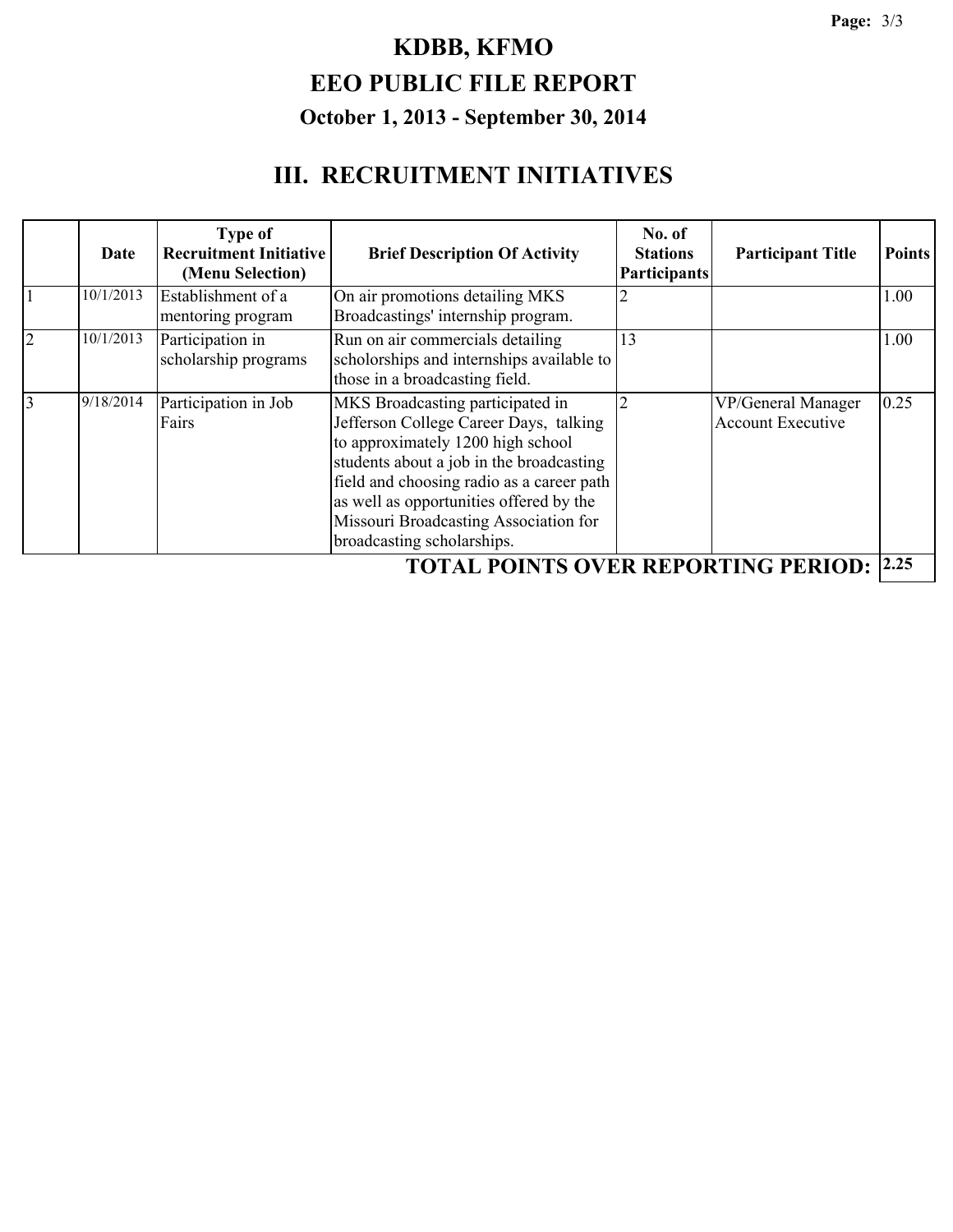# KDBB, KFMO

# EEO PUBLIC FILE REPORT

### October 1, 2013 - September 30, 2014

## III. RECRUITMENT INITIATIVES

| | Date | Type of Recruitment Initiative (Menu Selection) | Brief Description Of Activity | No. of Stations Participants | Participant Title | Points |
|---|---|---|---|---|---|---|
| 1 | 10/1/2013 | Establishment of a mentoring program | On air promotions detailing MKS Broadcastings' internship program. | 2 | | 1.00 |
| 2 | 10/1/2013 | Participation in scholarship programs | Run on air commercials detailing scholorships and internships available to those in a broadcasting field. | 13 | | 1.00 |
| 3 | 9/18/2014 | Participation in Job Fairs | MKS Broadcasting participated in Jefferson College Career Days, talking to approximately 1200 high school students about a job in the broadcasting field and choosing radio as a career path as well as opportunities offered by the Missouri Broadcasting Association for broadcasting scholarships. | 2 | VP/General Manager Account Executive | 0.25 |
| | | | | | **TOTAL POINTS OVER REPORTING PERIOD:** | **2.25** |